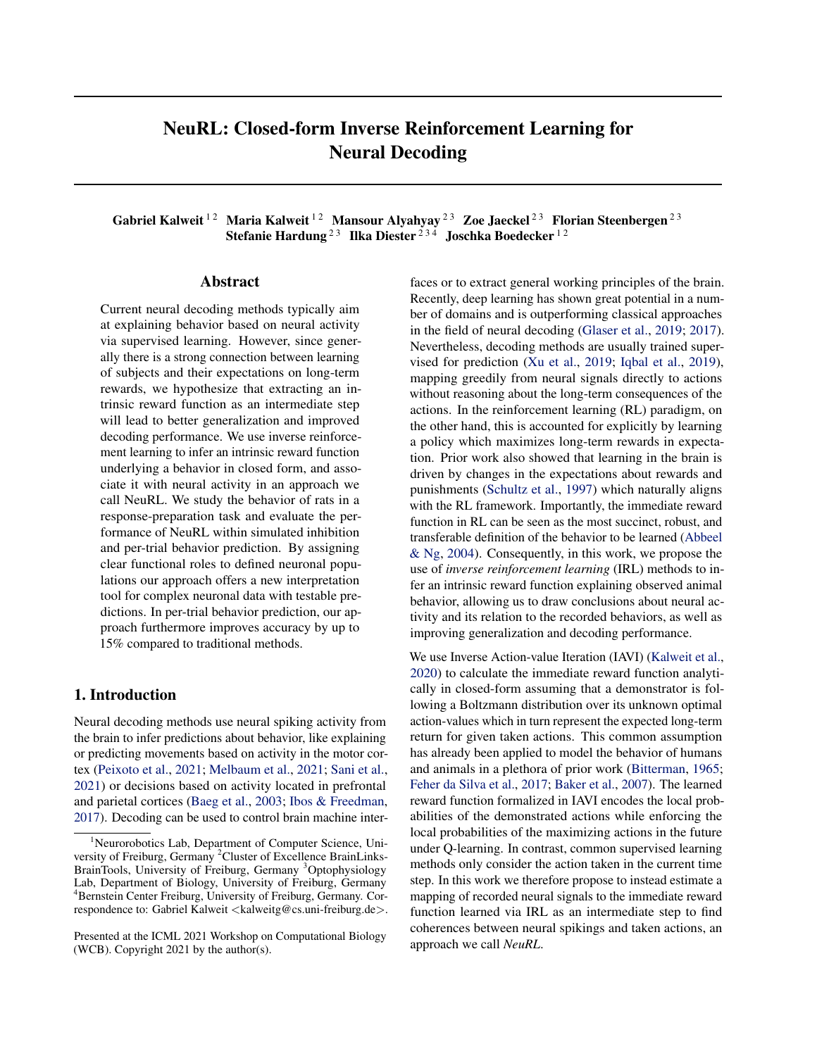# NeuRL: Closed-form Inverse Reinforcement Learning for Neural Decoding

**Gabriel Kalweit** [1,2] **Maria Kalweit** [1,2] **Mansour Alyahyay** [2,3] **Zoe Jaeckel** [2,3] **Florian Steenbergen** [2,3] **Stefanie Hardung** [2,3] **Ilka Diester** [2,3,4] **Joschka Boedecker** [1,2]

## Abstract

Current neural decoding methods typically aim at explaining behavior based on neural activity via supervised learning. However, since generally there is a strong connection between learning of subjects and their expectations on long-term rewards, we hypothesize that extracting an intrinsic reward function as an intermediate step will lead to better generalization and improved decoding performance. We use inverse reinforcement learning to infer an intrinsic reward function underlying a behavior in closed form, and associate it with neural activity in an approach we call NeuRL. We study the behavior of rats in a response-preparation task and evaluate the performance of NeuRL within simulated inhibition and per-trial behavior prediction. By assigning clear functional roles to defined neuronal populations our approach offers a new interpretation tool for complex neuronal data with testable predictions. In per-trial behavior prediction, our approach furthermore improves accuracy by up to 15% compared to traditional methods.

## 1. Introduction

Neural decoding methods use neural spiking activity from the brain to infer predictions about behavior, like explaining or predicting movements based on activity in the motor cortex (Peixoto et al., 2021; Melbaum et al., 2021; Sani et al., 2021) or decisions based on activity located in prefrontal and parietal cortices (Baeg et al., 2003; Ibos & Freedman, 2017). Decoding can be used to control brain machine interfaces or to extract general working principles of the brain. Recently, deep learning has shown great potential in a number of domains and is outperforming classical approaches in the field of neural decoding (Glaser et al., 2019; 2017). Nevertheless, decoding methods are usually trained supervised for prediction (Xu et al., 2019; Iqbal et al., 2019), mapping greedily from neural signals directly to actions without reasoning about the long-term consequences of the actions. In the reinforcement learning (RL) paradigm, on the other hand, this is accounted for explicitly by learning a policy which maximizes long-term rewards in expectation. Prior work also showed that learning in the brain is driven by changes in the expectations about rewards and punishments (Schultz et al., 1997) which naturally aligns with the RL framework. Importantly, the immediate reward function in RL can be seen as the most succinct, robust, and transferable definition of the behavior to be learned (Abbeel & Ng, 2004). Consequently, in this work, we propose the use of *inverse reinforcement learning* (IRL) methods to infer an intrinsic reward function explaining observed animal behavior, allowing us to draw conclusions about neural activity and its relation to the recorded behaviors, as well as improving generalization and decoding performance.

We use Inverse Action-value Iteration (IAVI) (Kalweit et al., 2020) to calculate the immediate reward function analytically in closed-form assuming that a demonstrator is following a Boltzmann distribution over its unknown optimal action-values which in turn represent the expected long-term return for given taken actions. This common assumption has already been applied to model the behavior of humans and animals in a plethora of prior work (Bitterman, 1965; Feher da Silva et al., 2017; Baker et al., 2007). The learned reward function formalized in IAVI encodes the local probabilities of the demonstrated actions while enforcing the local probabilities of the maximizing actions in the future under Q-learning. In contrast, common supervised learning methods only consider the action taken in the current time step. In this work we therefore propose to instead estimate a mapping of recorded neural signals to the immediate reward function learned via IRL as an intermediate step to find coherences between neural spikings and taken actions, an approach we call *NeuRL*.

---

[1]Neurorobotics Lab, Department of Computer Science, University of Freiburg, Germany [2]Cluster of Excellence BrainLinks-BrainTools, University of Freiburg, Germany [3]Optophysiology Lab, Department of Biology, University of Freiburg, Germany [4]Bernstein Center Freiburg, University of Freiburg, Germany. Correspondence to: Gabriel Kalweit <kalweitg@cs.uni-freiburg.de>.

Presented at the ICML 2021 Workshop on Computational Biology (WCB). Copyright 2021 by the author(s).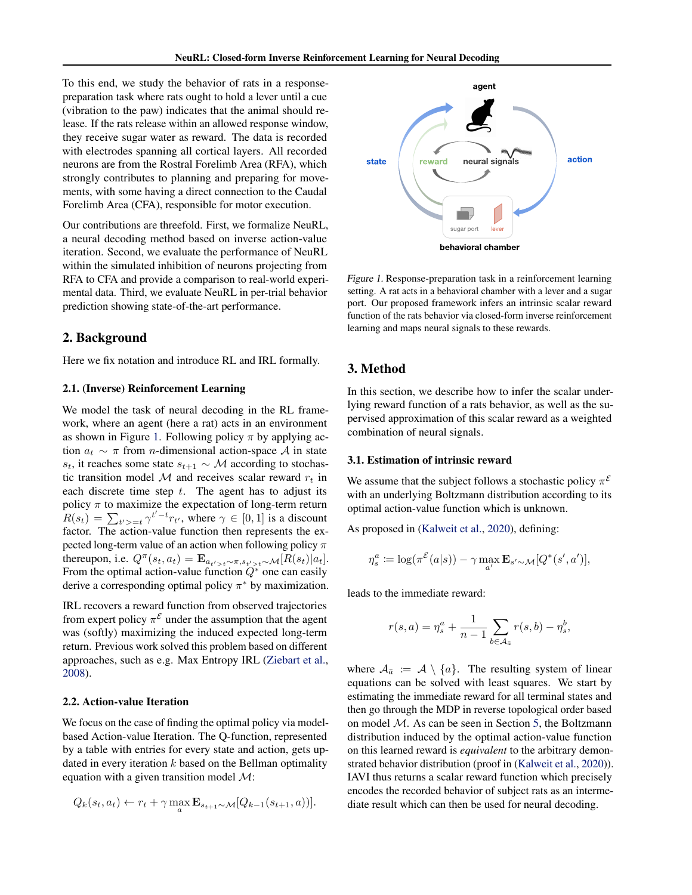To this end, we study the behavior of rats in a response-preparation task where rats ought to hold a lever until a cue (vibration to the paw) indicates that the animal should release. If the rats release within an allowed response window, they receive sugar water as reward. The data is recorded with electrodes spanning all cortical layers. All recorded neurons are from the Rostral Forelimb Area (RFA), which strongly contributes to planning and preparing for movements, with some having a direct connection to the Caudal Forelimb Area (CFA), responsible for motor execution.

Our contributions are threefold. First, we formalize NeuRL, a neural decoding method based on inverse action-value iteration. Second, we evaluate the performance of NeuRL within the simulated inhibition of neurons projecting from RFA to CFA and provide a comparison to real-world experimental data. Third, we evaluate NeuRL in per-trial behavior prediction showing state-of-the-art performance.

## 2. Background

Here we fix notation and introduce RL and IRL formally.

### 2.1. (Inverse) Reinforcement Learning

We model the task of neural decoding in the RL framework, where an agent (here a rat) acts in an environment as shown in Figure 1. Following policy $\pi$ by applying action $a_t \sim \pi$ from $n$-dimensional action-space $\mathcal{A}$ in state $s_t$, it reaches some state $s_{t+1} \sim \mathcal{M}$ according to stochastic transition model $\mathcal{M}$ and receives scalar reward $r_t$ in each discrete time step $t$. The agent has to adjust its policy $\pi$ to maximize the expectation of long-term return $R(s_t) = \sum_{t'>=t} \gamma^{t'-t} r_{t'}$, where $\gamma \in [0, 1]$ is a discount factor. The action-value function then represents the expected long-term value of an action when following policy $\pi$ thereupon, i.e. $Q^\pi(s_t, a_t) = \mathbf{E}_{a_{t'>t} \sim \pi, s_{t'>t} \sim \mathcal{M}}[R(s_t)|a_t]$. From the optimal action-value function $Q^*$ one can easily derive a corresponding optimal policy $\pi^*$ by maximization.

IRL recovers a reward function from observed trajectories from expert policy $\pi^\mathcal{E}$ under the assumption that the agent was (softly) maximizing the induced expected long-term return. Previous work solved this problem based on different approaches, such as e.g. Max Entropy IRL (Ziebart et al., 2008).

### 2.2. Action-value Iteration

We focus on the case of finding the optimal policy via model-based Action-value Iteration. The Q-function, represented by a table with entries for every state and action, gets updated in every iteration $k$ based on the Bellman optimality equation with a given transition model $\mathcal{M}$:

$$Q_k(s_t, a_t) \leftarrow r_t + \gamma \max_a \mathbf{E}_{s_{t+1} \sim \mathcal{M}}[Q_{k-1}(s_{t+1}, a))].$$

*Figure 1.* Response-preparation task in a reinforcement learning setting. A rat acts in a behavioral chamber with a lever and a sugar port. Our proposed framework infers an intrinsic scalar reward function of the rats behavior via closed-form inverse reinforcement learning and maps neural signals to these rewards.

## 3. Method

In this section, we describe how to infer the scalar underlying reward function of a rats behavior, as well as the supervised approximation of this scalar reward as a weighted combination of neural signals.

### 3.1. Estimation of intrinsic reward

We assume that the subject follows a stochastic policy $\pi^\mathcal{E}$ with an underlying Boltzmann distribution according to its optimal action-value function which is unknown.

As proposed in (Kalweit et al., 2020), defining:

$$\eta_s^a := \log(\pi^\mathcal{E}(a|s)) - \gamma \max_{a'} \mathbf{E}_{s' \sim \mathcal{M}}[Q^*(s', a')],$$

leads to the immediate reward:

$$r(s, a) = \eta_s^a + \frac{1}{n-1} \sum_{b \in \mathcal{A}_{\bar{a}}} r(s, b) - \eta_s^b,$$

where $\mathcal{A}_{\bar{a}} := \mathcal{A} \setminus \{a\}$. The resulting system of linear equations can be solved with least squares. We start by estimating the immediate reward for all terminal states and then go through the MDP in reverse topological order based on model $\mathcal{M}$. As can be seen in Section 5, the Boltzmann distribution induced by the optimal action-value function on this learned reward is *equivalent* to the arbitrary demonstrated behavior distribution (proof in (Kalweit et al., 2020)). IAVI thus returns a scalar reward function which precisely encodes the recorded behavior of subject rats as an intermediate result which can then be used for neural decoding.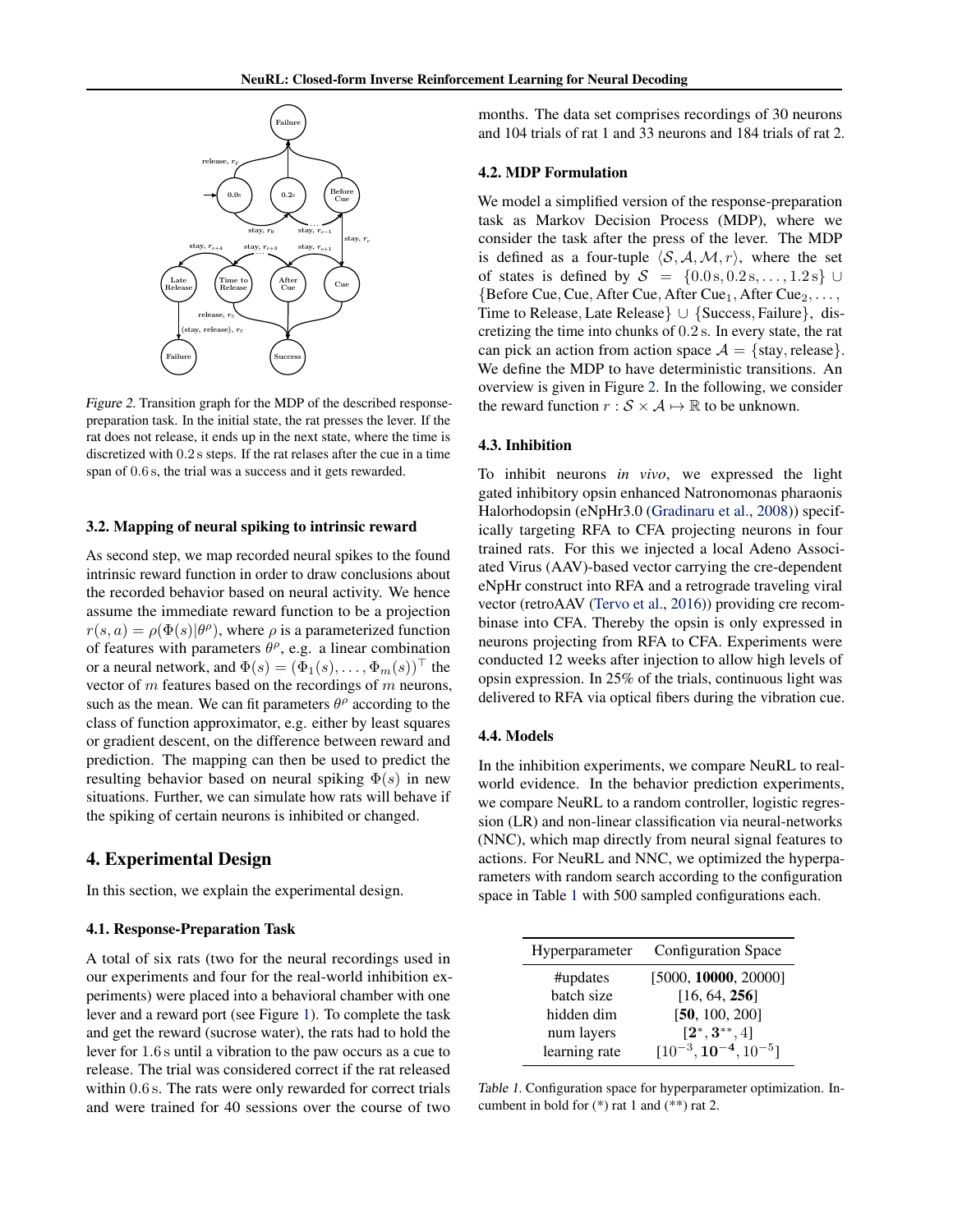*Figure 2.* Transition graph for the MDP of the described response-preparation task. In the initial state, the rat presses the lever. If the rat does not release, it ends up in the next state, where the time is discretized with $0.2\,\text{s}$ steps. If the rat relases after the cue in a time span of $0.6\,\text{s}$, the trial was a success and it gets rewarded.

### 3.2. Mapping of neural spiking to intrinsic reward

As second step, we map recorded neural spikes to the found intrinsic reward function in order to draw conclusions about the recorded behavior based on neural activity. We hence assume the immediate reward function to be a projection $r(s, a) = \rho(\Phi(s)|\theta^\rho)$, where $\rho$ is a parameterized function of features with parameters $\theta^\rho$, e.g. a linear combination or a neural network, and $\Phi(s) = (\Phi_1(s), \ldots, \Phi_m(s))^\top$ the vector of $m$ features based on the recordings of $m$ neurons, such as the mean. We can fit parameters $\theta^\rho$ according to the class of function approximator, e.g. either by least squares or gradient descent, on the difference between reward and prediction. The mapping can then be used to predict the resulting behavior based on neural spiking $\Phi(s)$ in new situations. Further, we can simulate how rats will behave if the spiking of certain neurons is inhibited or changed.

## 4. Experimental Design

In this section, we explain the experimental design.

### 4.1. Response-Preparation Task

A total of six rats (two for the neural recordings used in our experiments and four for the real-world inhibition experiments) were placed into a behavioral chamber with one lever and a reward port (see Figure 1). To complete the task and get the reward (sucrose water), the rats had to hold the lever for $1.6\,\text{s}$ until a vibration to the paw occurs as a cue to release. The trial was considered correct if the rat released within $0.6\,\text{s}$. The rats were only rewarded for correct trials and were trained for 40 sessions over the course of two months. The data set comprises recordings of 30 neurons and 104 trials of rat 1 and 33 neurons and 184 trials of rat 2.

### 4.2. MDP Formulation

We model a simplified version of the response-preparation task as Markov Decision Process (MDP), where we consider the task after the press of the lever. The MDP is defined as a four-tuple $\langle \mathcal{S}, \mathcal{A}, \mathcal{M}, r \rangle$, where the set of states is defined by $\mathcal{S} = \{0.0\,\text{s}, 0.2\,\text{s}, \ldots, 1.2\,\text{s}\} \cup \{\text{Before Cue}, \text{Cue}, \text{After Cue}, \text{After Cue}_1, \text{After Cue}_2, \ldots, \text{Time to Release}, \text{Late Release}\} \cup \{\text{Success}, \text{Failure}\}$, discretizing the time into chunks of $0.2\,\text{s}$. In every state, the rat can pick an action from action space $\mathcal{A} = \{\text{stay}, \text{release}\}$. We define the MDP to have deterministic transitions. An overview is given in Figure 2. In the following, we consider the reward function $r : \mathcal{S} \times \mathcal{A} \mapsto \mathbb{R}$ to be unknown.

### 4.3. Inhibition

To inhibit neurons *in vivo*, we expressed the light gated inhibitory opsin enhanced Natronomonas pharaonis Halorhodopsin (eNpHr3.0 (Gradinaru et al., 2008)) specifically targeting RFA to CFA projecting neurons in four trained rats. For this we injected a local Adeno Associated Virus (AAV)-based vector carrying the cre-dependent eNpHr construct into RFA and a retrograde traveling viral vector (retroAAV (Tervo et al., 2016)) providing cre recombinase into CFA. Thereby the opsin is only expressed in neurons projecting from RFA to CFA. Experiments were conducted 12 weeks after injection to allow high levels of opsin expression. In 25% of the trials, continuous light was delivered to RFA via optical fibers during the vibration cue.

### 4.4. Models

In the inhibition experiments, we compare NeuRL to real-world evidence. In the behavior prediction experiments, we compare NeuRL to a random controller, logistic regression (LR) and non-linear classification via neural-networks (NNC), which map directly from neural signal features to actions. For NeuRL and NNC, we optimized the hyperparameters with random search according to the configuration space in Table 1 with 500 sampled configurations each.

| Hyperparameter | Configuration Space |
|---|---|
| #updates | [5000, **10000**, 20000] |
| batch size | [16, 64, **256**] |
| hidden dim | [**50**, 100, 200] |
| num layers | [$\mathbf{2}^*, \mathbf{3}^{**}$, 4] |
| learning rate | [$10^{-3}, \mathbf{10^{-4}}, 10^{-5}$] |

*Table 1.* Configuration space for hyperparameter optimization. Incumbent in bold for (*) rat 1 and (**) rat 2.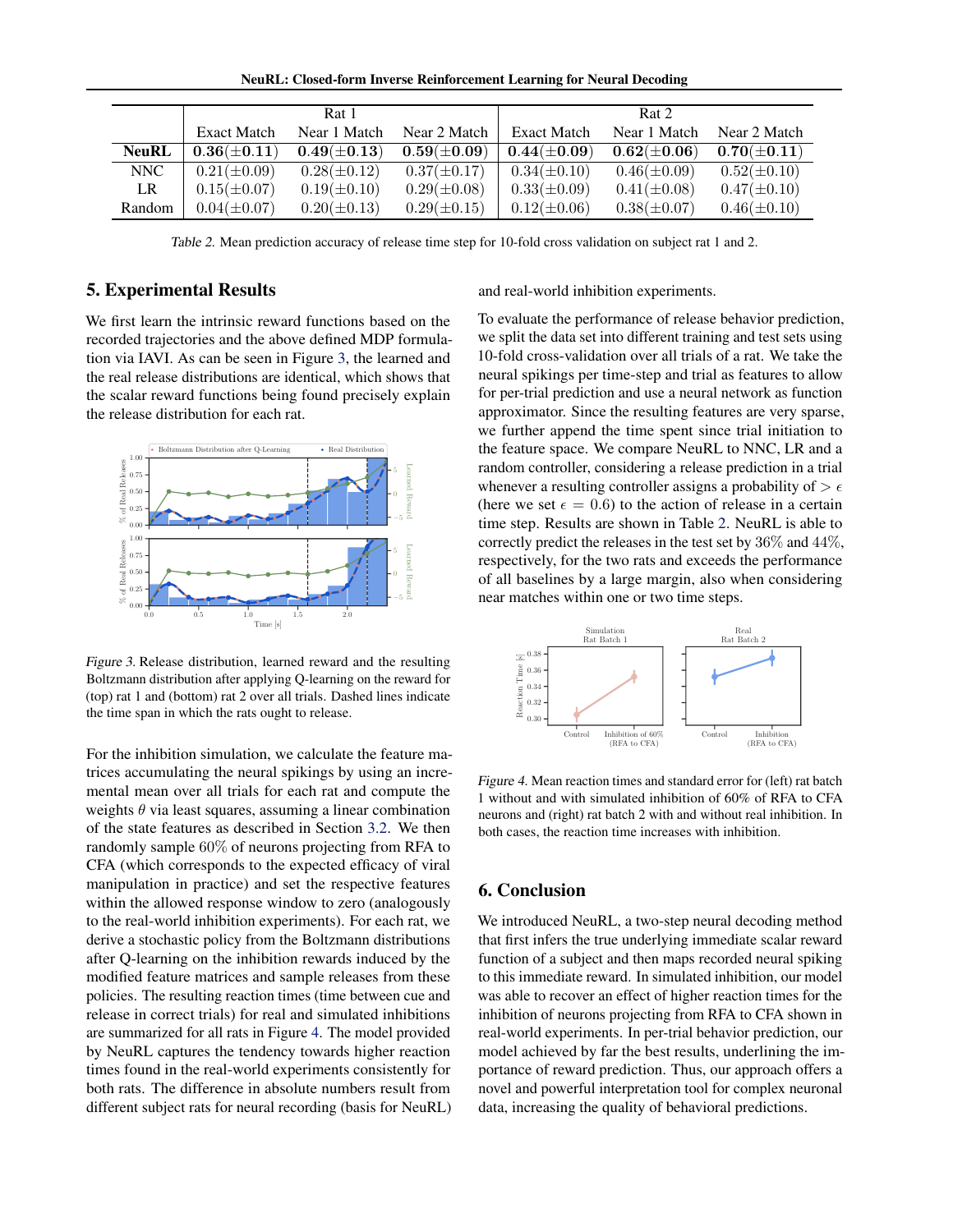| | Rat 1 | | | Rat 2 | | |
|---|---|---|---|---|---|---|
| | Exact Match | Near 1 Match | Near 2 Match | Exact Match | Near 1 Match | Near 2 Match |
| **NeuRL** | $\mathbf{0.36(\pm0.11)}$ | $\mathbf{0.49(\pm0.13)}$ | $\mathbf{0.59(\pm0.09)}$ | $\mathbf{0.44(\pm0.09)}$ | $\mathbf{0.62(\pm0.06)}$ | $\mathbf{0.70(\pm0.11)}$ |
| NNC | $0.21(\pm0.09)$ | $0.28(\pm0.12)$ | $0.37(\pm0.17)$ | $0.34(\pm0.10)$ | $0.46(\pm0.09)$ | $0.52(\pm0.10)$ |
| LR | $0.15(\pm0.07)$ | $0.19(\pm0.10)$ | $0.29(\pm0.08)$ | $0.33(\pm0.09)$ | $0.41(\pm0.08)$ | $0.47(\pm0.10)$ |
| Random | $0.04(\pm0.07)$ | $0.20(\pm0.13)$ | $0.29(\pm0.15)$ | $0.12(\pm0.06)$ | $0.38(\pm0.07)$ | $0.46(\pm0.10)$ |

*Table 2.* Mean prediction accuracy of release time step for 10-fold cross validation on subject rat 1 and 2.

## 5. Experimental Results

We first learn the intrinsic reward functions based on the recorded trajectories and the above defined MDP formulation via IAVI. As can be seen in Figure 3, the learned and the real release distributions are identical, which shows that the scalar reward functions being found precisely explain the release distribution for each rat.

*Figure 3.* Release distribution, learned reward and the resulting Boltzmann distribution after applying Q-learning on the reward for (top) rat 1 and (bottom) rat 2 over all trials. Dashed lines indicate the time span in which the rats ought to release.

For the inhibition simulation, we calculate the feature matrices accumulating the neural spikings by using an incremental mean over all trials for each rat and compute the weights $\theta$ via least squares, assuming a linear combination of the state features as described in Section 3.2. We then randomly sample 60% of neurons projecting from RFA to CFA (which corresponds to the expected efficacy of viral manipulation in practice) and set the respective features within the allowed response window to zero (analogously to the real-world inhibition experiments). For each rat, we derive a stochastic policy from the Boltzmann distributions after Q-learning on the inhibition rewards induced by the modified feature matrices and sample releases from these policies. The resulting reaction times (time between cue and release in correct trials) for real and simulated inhibitions are summarized for all rats in Figure 4. The model provided by NeuRL captures the tendency towards higher reaction times found in the real-world experiments consistently for both rats. The difference in absolute numbers result from different subject rats for neural recording (basis for NeuRL) and real-world inhibition experiments.

To evaluate the performance of release behavior prediction, we split the data set into different training and test sets using 10-fold cross-validation over all trials of a rat. We take the neural spikings per time-step and trial as features to allow for per-trial prediction and use a neural network as function approximator. Since the resulting features are very sparse, we further append the time spent since trial initiation to the feature space. We compare NeuRL to NNC, LR and a random controller, considering a release prediction in a trial whenever a resulting controller assigns a probability of $> \epsilon$ (here we set $\epsilon = 0.6$) to the action of release in a certain time step. Results are shown in Table 2. NeuRL is able to correctly predict the releases in the test set by 36% and 44%, respectively, for the two rats and exceeds the performance of all baselines by a large margin, also when considering near matches within one or two time steps.

*Figure 4.* Mean reaction times and standard error for (left) rat batch 1 without and with simulated inhibition of 60% of RFA to CFA neurons and (right) rat batch 2 with and without real inhibition. In both cases, the reaction time increases with inhibition.

## 6. Conclusion

We introduced NeuRL, a two-step neural decoding method that first infers the true underlying immediate scalar reward function of a subject and then maps recorded neural spiking to this immediate reward. In simulated inhibition, our model was able to recover an effect of higher reaction times for the inhibition of neurons projecting from RFA to CFA shown in real-world experiments. In per-trial behavior prediction, our model achieved by far the best results, underlining the importance of reward prediction. Thus, our approach offers a novel and powerful interpretation tool for complex neuronal data, increasing the quality of behavioral predictions.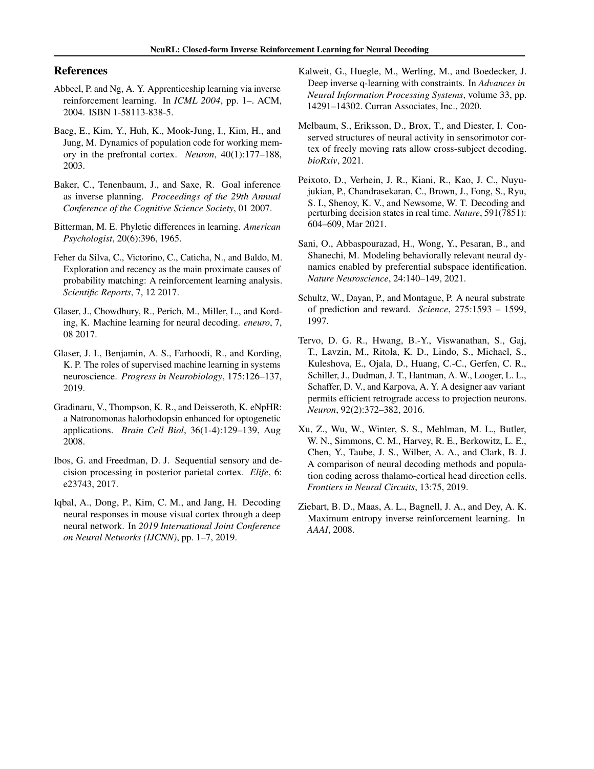## References

Abbeel, P. and Ng, A. Y. Apprenticeship learning via inverse reinforcement learning. In *ICML 2004*, pp. 1–. ACM, 2004. ISBN 1-58113-838-5.

Baeg, E., Kim, Y., Huh, K., Mook-Jung, I., Kim, H., and Jung, M. Dynamics of population code for working memory in the prefrontal cortex. *Neuron*, 40(1):177–188, 2003.

Baker, C., Tenenbaum, J., and Saxe, R. Goal inference as inverse planning. *Proceedings of the 29th Annual Conference of the Cognitive Science Society*, 01 2007.

Bitterman, M. E. Phyletic differences in learning. *American Psychologist*, 20(6):396, 1965.

Feher da Silva, C., Victorino, C., Caticha, N., and Baldo, M. Exploration and recency as the main proximate causes of probability matching: A reinforcement learning analysis. *Scientific Reports*, 7, 12 2017.

Glaser, J., Chowdhury, R., Perich, M., Miller, L., and Kording, K. Machine learning for neural decoding. *eneuro*, 7, 08 2017.

Glaser, J. I., Benjamin, A. S., Farhoodi, R., and Kording, K. P. The roles of supervised machine learning in systems neuroscience. *Progress in Neurobiology*, 175:126–137, 2019.

Gradinaru, V., Thompson, K. R., and Deisseroth, K. eNpHR: a Natronomonas halorhodopsin enhanced for optogenetic applications. *Brain Cell Biol*, 36(1-4):129–139, Aug 2008.

Ibos, G. and Freedman, D. J. Sequential sensory and decision processing in posterior parietal cortex. *Elife*, 6: e23743, 2017.

Iqbal, A., Dong, P., Kim, C. M., and Jang, H. Decoding neural responses in mouse visual cortex through a deep neural network. In *2019 International Joint Conference on Neural Networks (IJCNN)*, pp. 1–7, 2019.

Kalweit, G., Huegle, M., Werling, M., and Boedecker, J. Deep inverse q-learning with constraints. In *Advances in Neural Information Processing Systems*, volume 33, pp. 14291–14302. Curran Associates, Inc., 2020.

Melbaum, S., Eriksson, D., Brox, T., and Diester, I. Conserved structures of neural activity in sensorimotor cortex of freely moving rats allow cross-subject decoding. *bioRxiv*, 2021.

Peixoto, D., Verhein, J. R., Kiani, R., Kao, J. C., Nuyujukian, P., Chandrasekaran, C., Brown, J., Fong, S., Ryu, S. I., Shenoy, K. V., and Newsome, W. T. Decoding and perturbing decision states in real time. *Nature*, 591(7851): 604–609, Mar 2021.

Sani, O., Abbaspourazad, H., Wong, Y., Pesaran, B., and Shanechi, M. Modeling behaviorally relevant neural dynamics enabled by preferential subspace identification. *Nature Neuroscience*, 24:140–149, 2021.

Schultz, W., Dayan, P., and Montague, P. A neural substrate of prediction and reward. *Science*, 275:1593 – 1599, 1997.

Tervo, D. G. R., Hwang, B.-Y., Viswanathan, S., Gaj, T., Lavzin, M., Ritola, K. D., Lindo, S., Michael, S., Kuleshova, E., Ojala, D., Huang, C.-C., Gerfen, C. R., Schiller, J., Dudman, J. T., Hantman, A. W., Looger, L. L., Schaffer, D. V., and Karpova, A. Y. A designer aav variant permits efficient retrograde access to projection neurons. *Neuron*, 92(2):372–382, 2016.

Xu, Z., Wu, W., Winter, S. S., Mehlman, M. L., Butler, W. N., Simmons, C. M., Harvey, R. E., Berkowitz, L. E., Chen, Y., Taube, J. S., Wilber, A. A., and Clark, B. J. A comparison of neural decoding methods and population coding across thalamo-cortical head direction cells. *Frontiers in Neural Circuits*, 13:75, 2019.

Ziebart, B. D., Maas, A. L., Bagnell, J. A., and Dey, A. K. Maximum entropy inverse reinforcement learning. In *AAAI*, 2008.